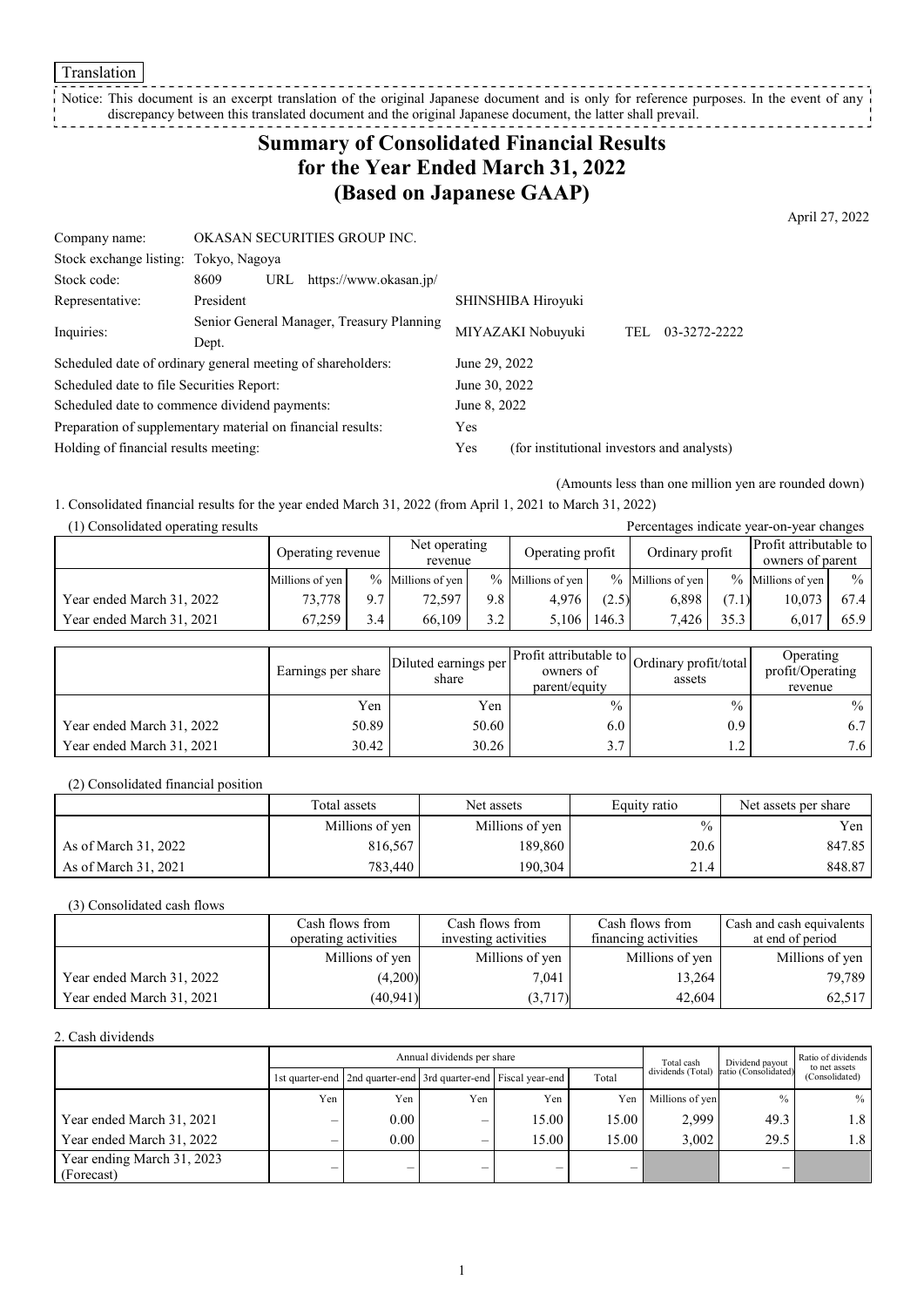Translation

Notice: This document is an excerpt translation of the original Japanese document and is only for reference purposes. In the event of any discrepancy between this translated document and the original Japanese document, the latter shall prevail.

# Summary of Consolidated Financial Results for the Year Ended March 31, 2022 (Based on Japanese GAAP)

April 27, 2022

| | | |
|---|---|---|
| Company name: | OKASAN SECURITIES GROUP INC. | |
| Stock exchange listing: | Tokyo, Nagoya | |
| Stock code: | 8609 URL https://www.okasan.jp/ | |
| Representative: | President | SHINSHIBA Hiroyuki |
| Inquiries: | Senior General Manager, Treasury Planning Dept. | MIYAZAKI Nobuyuki TEL 03-3272-2222 |
| Scheduled date of ordinary general meeting of shareholders: | | June 29, 2022 |
| Scheduled date to file Securities Report: | | June 30, 2022 |
| Scheduled date to commence dividend payments: | | June 8, 2022 |
| Preparation of supplementary material on financial results: | | Yes |
| Holding of financial results meeting: | | Yes (for institutional investors and analysts) |

(Amounts less than one million yen are rounded down)

1. Consolidated financial results for the year ended March 31, 2022 (from April 1, 2021 to March 31, 2022)

(1) Consolidated operating results

Percentages indicate year-on-year changes

| | Operating revenue | | Net operating revenue | | Operating profit | | Ordinary profit | | Profit attributable to owners of parent | |
|---|---|---|---|---|---|---|---|---|---|---|
| | Millions of yen | % | Millions of yen | % | Millions of yen | % | Millions of yen | % | Millions of yen | % |
| Year ended March 31, 2022 | 73,778 | 9.7 | 72,597 | 9.8 | 4,976 | (2.5) | 6,898 | (7.1) | 10,073 | 67.4 |
| Year ended March 31, 2021 | 67,259 | 3.4 | 66,109 | 3.2 | 5,106 | 146.3 | 7,426 | 35.3 | 6,017 | 65.9 |

| | Earnings per share | Diluted earnings per share | Profit attributable to owners of parent/equity | Ordinary profit/total assets | Operating profit/Operating revenue |
|---|---|---|---|---|---|
| | Yen | Yen | % | % | % |
| Year ended March 31, 2022 | 50.89 | 50.60 | 6.0 | 0.9 | 6.7 |
| Year ended March 31, 2021 | 30.42 | 30.26 | 3.7 | 1.2 | 7.6 |

(2) Consolidated financial position

| | Total assets | Net assets | Equity ratio | Net assets per share |
|---|---|---|---|---|
| | Millions of yen | Millions of yen | % | Yen |
| As of March 31, 2022 | 816,567 | 189,860 | 20.6 | 847.85 |
| As of March 31, 2021 | 783,440 | 190,304 | 21.4 | 848.87 |

(3) Consolidated cash flows

| | Cash flows from operating activities | Cash flows from investing activities | Cash flows from financing activities | Cash and cash equivalents at end of period |
|---|---|---|---|---|
| | Millions of yen | Millions of yen | Millions of yen | Millions of yen |
| Year ended March 31, 2022 | (4,200) | 7,041 | 13,264 | 79,789 |
| Year ended March 31, 2021 | (40,941) | (3,717) | 42,604 | 62,517 |

2. Cash dividends

| | Annual dividends per share | | | | | Total cash dividends (Total) | Dividend payout ratio (Consolidated) | Ratio of dividends to net assets (Consolidated) |
|---|---|---|---|---|---|---|---|---|
| | 1st quarter-end | 2nd quarter-end | 3rd quarter-end | Fiscal year-end | Total | | | |
| | Yen | Yen | Yen | Yen | Yen | Millions of yen | % | % |
| Year ended March 31, 2021 | – | 0.00 | – | 15.00 | 15.00 | 2,999 | 49.3 | 1.8 |
| Year ended March 31, 2022 | – | 0.00 | – | 15.00 | 15.00 | 3,002 | 29.5 | 1.8 |
| Year ending March 31, 2023 (Forecast) | – | – | – | – | – | | – | |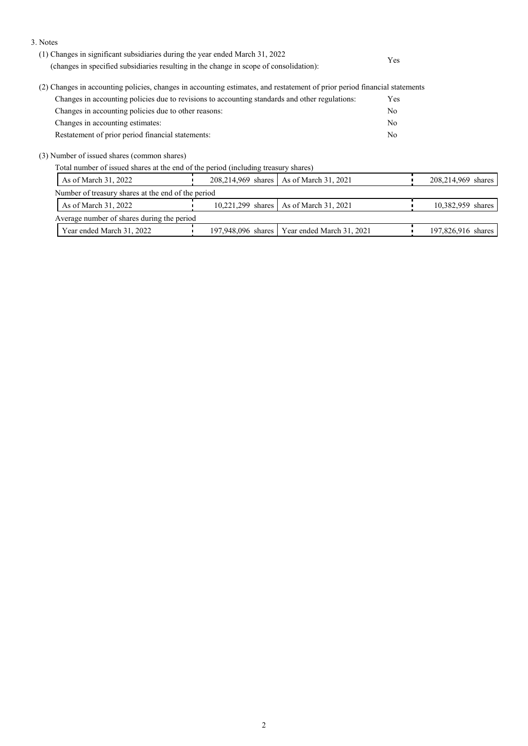3. Notes

(1) Changes in significant subsidiaries during the year ended March 31, 2022 (changes in specified subsidiaries resulting in the change in scope of consolidation): Yes

(2) Changes in accounting policies, changes in accounting estimates, and restatement of prior period financial statements

| | |
|---|---|
| Changes in accounting policies due to revisions to accounting standards and other regulations: | Yes |
| Changes in accounting policies due to other reasons: | No |
| Changes in accounting estimates: | No |
| Restatement of prior period financial statements: | No |

(3) Number of issued shares (common shares)

Total number of issued shares at the end of the period (including treasury shares)

| | | | |
|---|---|---|---|
| As of March 31, 2022 | 208,214,969 shares | As of March 31, 2021 | 208,214,969 shares |

Number of treasury shares at the end of the period

| | | | |
|---|---|---|---|
| As of March 31, 2022 | 10,221,299 shares | As of March 31, 2021 | 10,382,959 shares |

Average number of shares during the period

| | | | |
|---|---|---|---|
| Year ended March 31, 2022 | 197,948,096 shares | Year ended March 31, 2021 | 197,826,916 shares |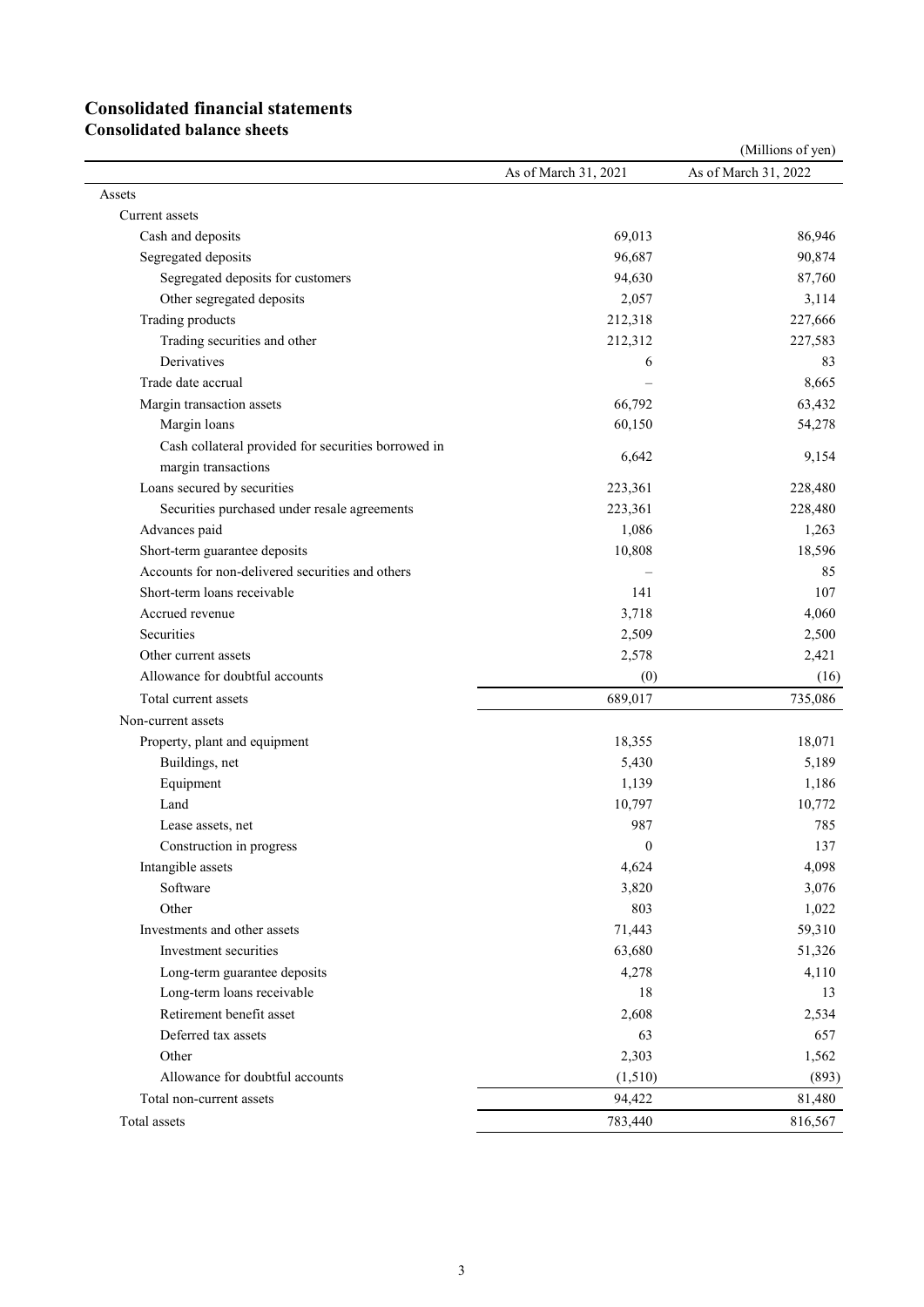# Consolidated financial statements

## Consolidated balance sheets

(Millions of yen)

| | As of March 31, 2021 | As of March 31, 2022 |
|---|---|---|
| Assets | | |
| Current assets | | |
| Cash and deposits | 69,013 | 86,946 |
| Segregated deposits | 96,687 | 90,874 |
| Segregated deposits for customers | 94,630 | 87,760 |
| Other segregated deposits | 2,057 | 3,114 |
| Trading products | 212,318 | 227,666 |
| Trading securities and other | 212,312 | 227,583 |
| Derivatives | 6 | 83 |
| Trade date accrual | – | 8,665 |
| Margin transaction assets | 66,792 | 63,432 |
| Margin loans | 60,150 | 54,278 |
| Cash collateral provided for securities borrowed in margin transactions | 6,642 | 9,154 |
| Loans secured by securities | 223,361 | 228,480 |
| Securities purchased under resale agreements | 223,361 | 228,480 |
| Advances paid | 1,086 | 1,263 |
| Short-term guarantee deposits | 10,808 | 18,596 |
| Accounts for non-delivered securities and others | – | 85 |
| Short-term loans receivable | 141 | 107 |
| Accrued revenue | 3,718 | 4,060 |
| Securities | 2,509 | 2,500 |
| Other current assets | 2,578 | 2,421 |
| Allowance for doubtful accounts | (0) | (16) |
| Total current assets | 689,017 | 735,086 |
| Non-current assets | | |
| Property, plant and equipment | 18,355 | 18,071 |
| Buildings, net | 5,430 | 5,189 |
| Equipment | 1,139 | 1,186 |
| Land | 10,797 | 10,772 |
| Lease assets, net | 987 | 785 |
| Construction in progress | 0 | 137 |
| Intangible assets | 4,624 | 4,098 |
| Software | 3,820 | 3,076 |
| Other | 803 | 1,022 |
| Investments and other assets | 71,443 | 59,310 |
| Investment securities | 63,680 | 51,326 |
| Long-term guarantee deposits | 4,278 | 4,110 |
| Long-term loans receivable | 18 | 13 |
| Retirement benefit asset | 2,608 | 2,534 |
| Deferred tax assets | 63 | 657 |
| Other | 2,303 | 1,562 |
| Allowance for doubtful accounts | (1,510) | (893) |
| Total non-current assets | 94,422 | 81,480 |
| Total assets | 783,440 | 816,567 |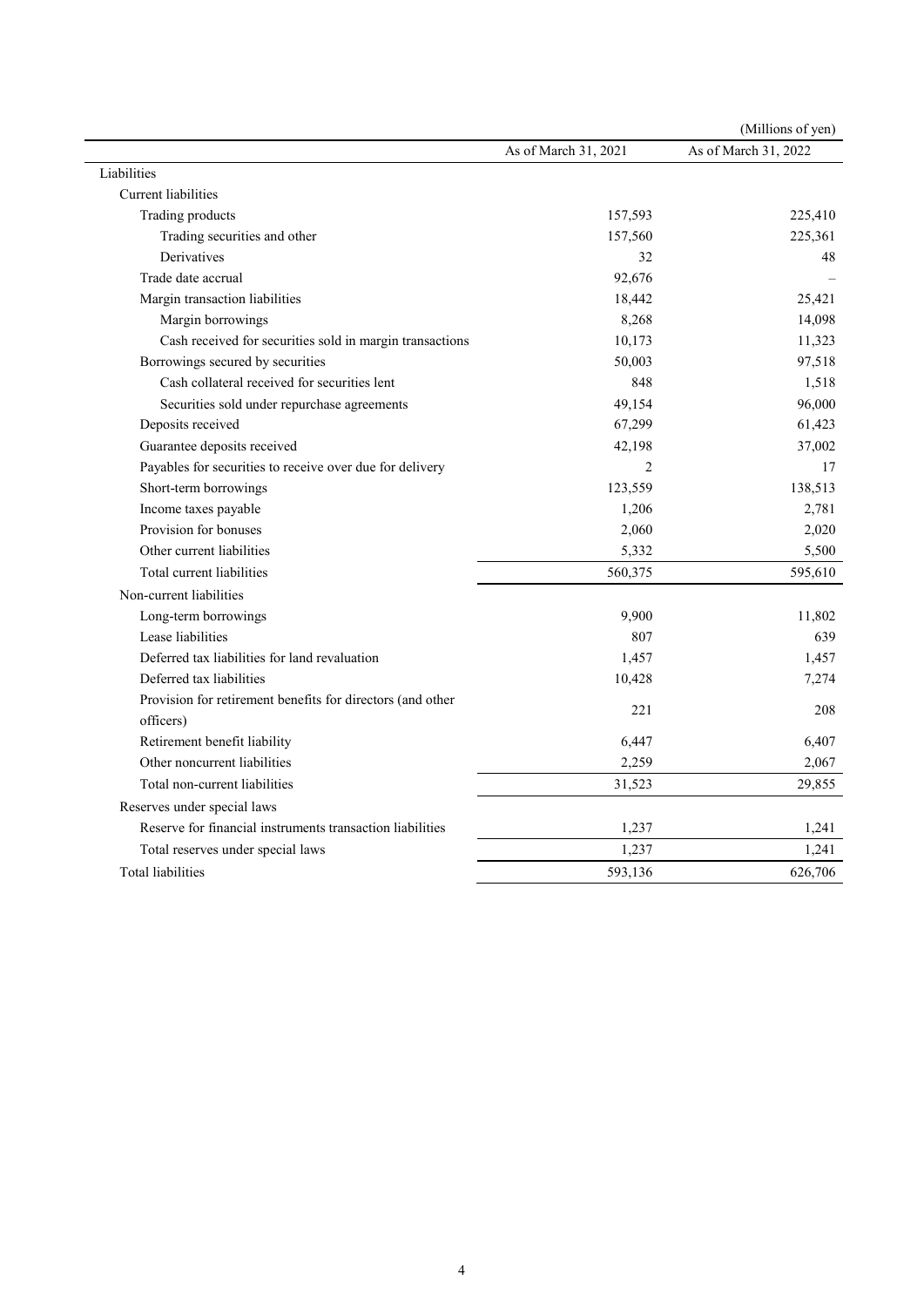(Millions of yen)

| | As of March 31, 2021 | As of March 31, 2022 |
|---|---|---|
| Liabilities | | |
| Current liabilities | | |
| Trading products | 157,593 | 225,410 |
| Trading securities and other | 157,560 | 225,361 |
| Derivatives | 32 | 48 |
| Trade date accrual | 92,676 | – |
| Margin transaction liabilities | 18,442 | 25,421 |
| Margin borrowings | 8,268 | 14,098 |
| Cash received for securities sold in margin transactions | 10,173 | 11,323 |
| Borrowings secured by securities | 50,003 | 97,518 |
| Cash collateral received for securities lent | 848 | 1,518 |
| Securities sold under repurchase agreements | 49,154 | 96,000 |
| Deposits received | 67,299 | 61,423 |
| Guarantee deposits received | 42,198 | 37,002 |
| Payables for securities to receive over due for delivery | 2 | 17 |
| Short-term borrowings | 123,559 | 138,513 |
| Income taxes payable | 1,206 | 2,781 |
| Provision for bonuses | 2,060 | 2,020 |
| Other current liabilities | 5,332 | 5,500 |
| Total current liabilities | 560,375 | 595,610 |
| Non-current liabilities | | |
| Long-term borrowings | 9,900 | 11,802 |
| Lease liabilities | 807 | 639 |
| Deferred tax liabilities for land revaluation | 1,457 | 1,457 |
| Deferred tax liabilities | 10,428 | 7,274 |
| Provision for retirement benefits for directors (and other officers) | 221 | 208 |
| Retirement benefit liability | 6,447 | 6,407 |
| Other noncurrent liabilities | 2,259 | 2,067 |
| Total non-current liabilities | 31,523 | 29,855 |
| Reserves under special laws | | |
| Reserve for financial instruments transaction liabilities | 1,237 | 1,241 |
| Total reserves under special laws | 1,237 | 1,241 |
| Total liabilities | 593,136 | 626,706 |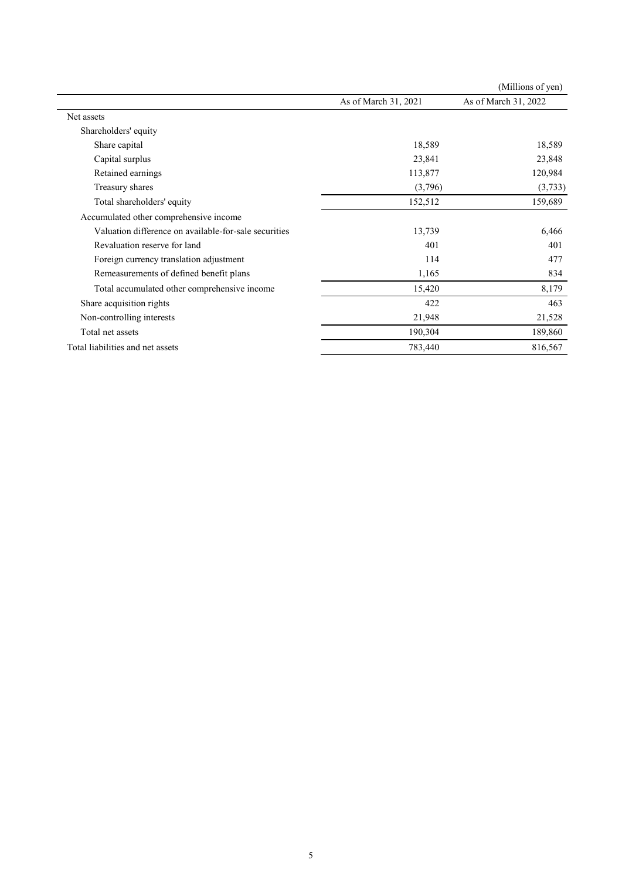(Millions of yen)

| | As of March 31, 2021 | As of March 31, 2022 |
|---|---|---|
| Net assets | | |
| Shareholders' equity | | |
| Share capital | 18,589 | 18,589 |
| Capital surplus | 23,841 | 23,848 |
| Retained earnings | 113,877 | 120,984 |
| Treasury shares | (3,796) | (3,733) |
| Total shareholders' equity | 152,512 | 159,689 |
| Accumulated other comprehensive income | | |
| Valuation difference on available-for-sale securities | 13,739 | 6,466 |
| Revaluation reserve for land | 401 | 401 |
| Foreign currency translation adjustment | 114 | 477 |
| Remeasurements of defined benefit plans | 1,165 | 834 |
| Total accumulated other comprehensive income | 15,420 | 8,179 |
| Share acquisition rights | 422 | 463 |
| Non-controlling interests | 21,948 | 21,528 |
| Total net assets | 190,304 | 189,860 |
| Total liabilities and net assets | 783,440 | 816,567 |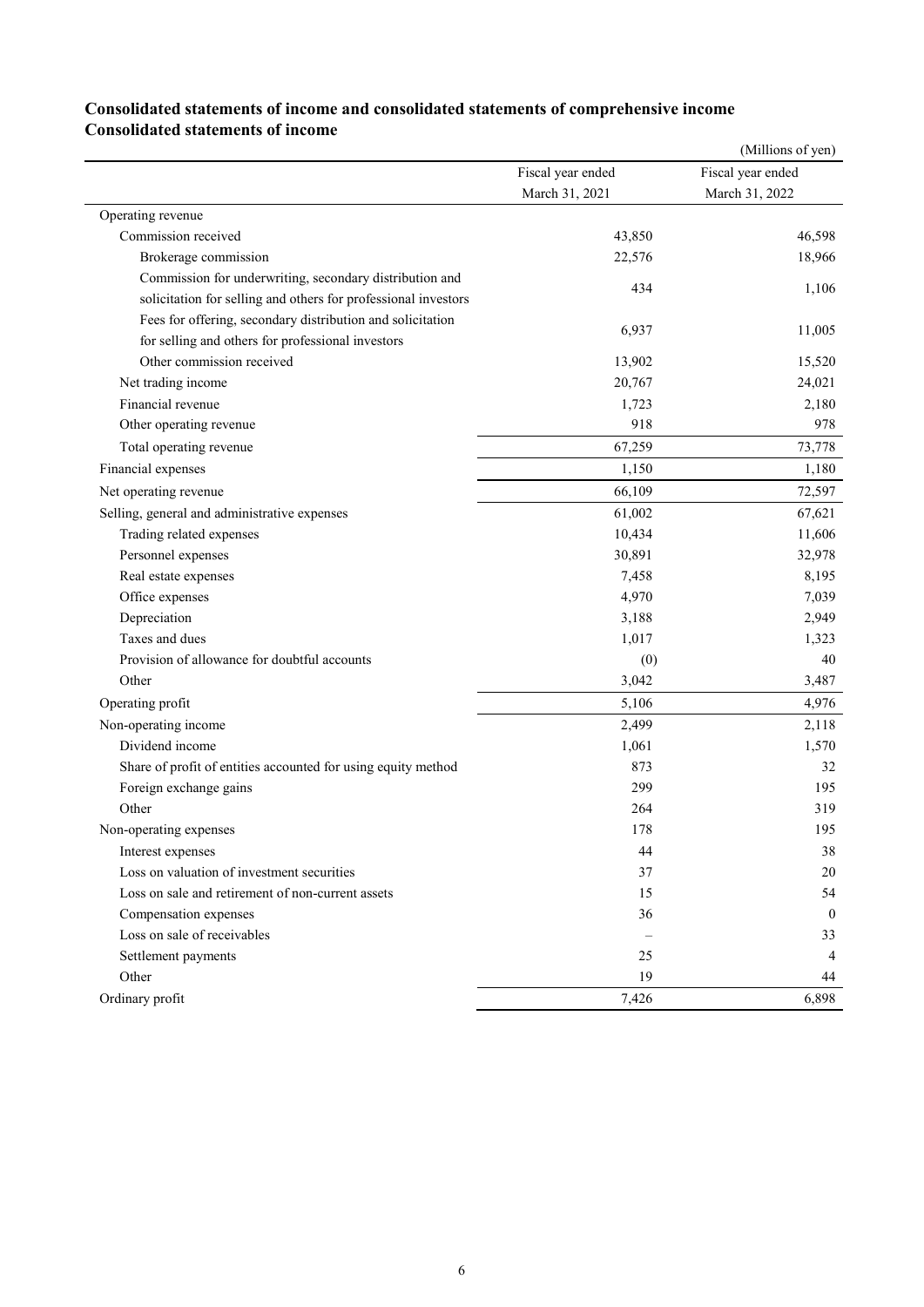## Consolidated statements of income and consolidated statements of comprehensive income

### Consolidated statements of income

(Millions of yen)

| | Fiscal year ended March 31, 2021 | Fiscal year ended March 31, 2022 |
|---|---|---|
| Operating revenue | | |
| Commission received | 43,850 | 46,598 |
| Brokerage commission | 22,576 | 18,966 |
| Commission for underwriting, secondary distribution and solicitation for selling and others for professional investors | 434 | 1,106 |
| Fees for offering, secondary distribution and solicitation for selling and others for professional investors | 6,937 | 11,005 |
| Other commission received | 13,902 | 15,520 |
| Net trading income | 20,767 | 24,021 |
| Financial revenue | 1,723 | 2,180 |
| Other operating revenue | 918 | 978 |
| Total operating revenue | 67,259 | 73,778 |
| Financial expenses | 1,150 | 1,180 |
| Net operating revenue | 66,109 | 72,597 |
| Selling, general and administrative expenses | 61,002 | 67,621 |
| Trading related expenses | 10,434 | 11,606 |
| Personnel expenses | 30,891 | 32,978 |
| Real estate expenses | 7,458 | 8,195 |
| Office expenses | 4,970 | 7,039 |
| Depreciation | 3,188 | 2,949 |
| Taxes and dues | 1,017 | 1,323 |
| Provision of allowance for doubtful accounts | (0) | 40 |
| Other | 3,042 | 3,487 |
| Operating profit | 5,106 | 4,976 |
| Non-operating income | 2,499 | 2,118 |
| Dividend income | 1,061 | 1,570 |
| Share of profit of entities accounted for using equity method | 873 | 32 |
| Foreign exchange gains | 299 | 195 |
| Other | 264 | 319 |
| Non-operating expenses | 178 | 195 |
| Interest expenses | 44 | 38 |
| Loss on valuation of investment securities | 37 | 20 |
| Loss on sale and retirement of non-current assets | 15 | 54 |
| Compensation expenses | 36 | 0 |
| Loss on sale of receivables | – | 33 |
| Settlement payments | 25 | 4 |
| Other | 19 | 44 |
| Ordinary profit | 7,426 | 6,898 |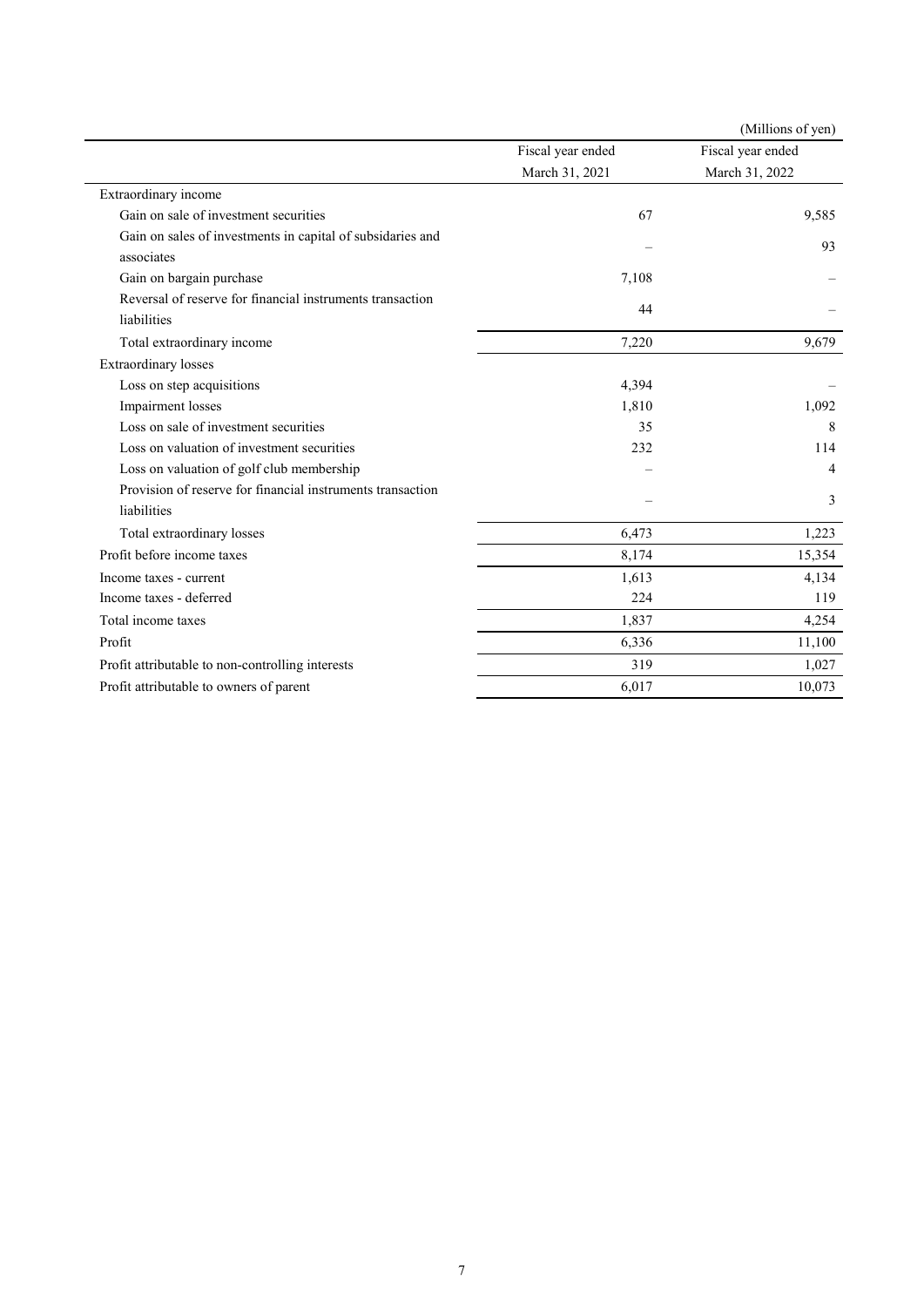(Millions of yen)

| | Fiscal year ended March 31, 2021 | Fiscal year ended March 31, 2022 |
|---|---|---|
| Extraordinary income | | |
| Gain on sale of investment securities | 67 | 9,585 |
| Gain on sales of investments in capital of subsidaries and associates | – | 93 |
| Gain on bargain purchase | 7,108 | – |
| Reversal of reserve for financial instruments transaction liabilities | 44 | – |
| Total extraordinary income | 7,220 | 9,679 |
| Extraordinary losses | | |
| Loss on step acquisitions | 4,394 | – |
| Impairment losses | 1,810 | 1,092 |
| Loss on sale of investment securities | 35 | 8 |
| Loss on valuation of investment securities | 232 | 114 |
| Loss on valuation of golf club membership | – | 4 |
| Provision of reserve for financial instruments transaction liabilities | – | 3 |
| Total extraordinary losses | 6,473 | 1,223 |
| Profit before income taxes | 8,174 | 15,354 |
| Income taxes - current | 1,613 | 4,134 |
| Income taxes - deferred | 224 | 119 |
| Total income taxes | 1,837 | 4,254 |
| Profit | 6,336 | 11,100 |
| Profit attributable to non-controlling interests | 319 | 1,027 |
| Profit attributable to owners of parent | 6,017 | 10,073 |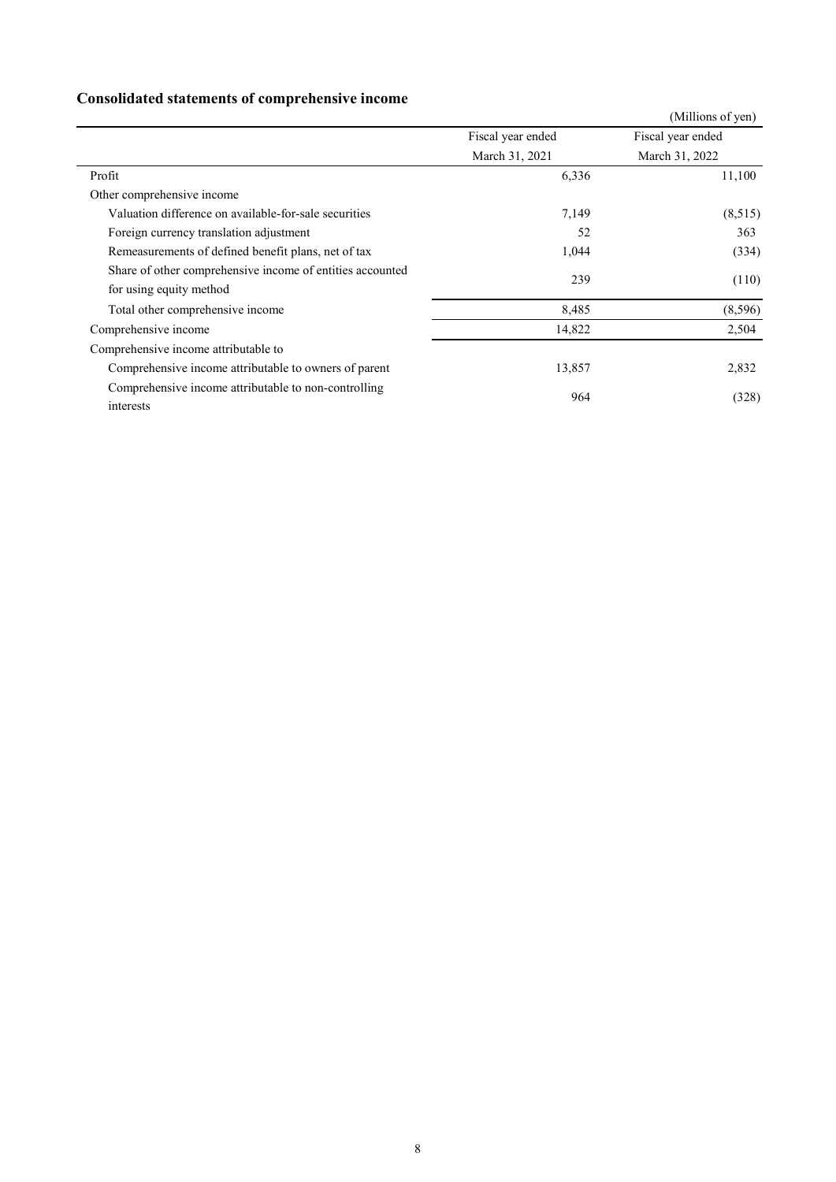## Consolidated statements of comprehensive income

(Millions of yen)

| | Fiscal year ended March 31, 2021 | Fiscal year ended March 31, 2022 |
|---|---|---|
| Profit | 6,336 | 11,100 |
| Other comprehensive income | | |
| Valuation difference on available-for-sale securities | 7,149 | (8,515) |
| Foreign currency translation adjustment | 52 | 363 |
| Remeasurements of defined benefit plans, net of tax | 1,044 | (334) |
| Share of other comprehensive income of entities accounted for using equity method | 239 | (110) |
| Total other comprehensive income | 8,485 | (8,596) |
| Comprehensive income | 14,822 | 2,504 |
| Comprehensive income attributable to | | |
| Comprehensive income attributable to owners of parent | 13,857 | 2,832 |
| Comprehensive income attributable to non-controlling interests | 964 | (328) |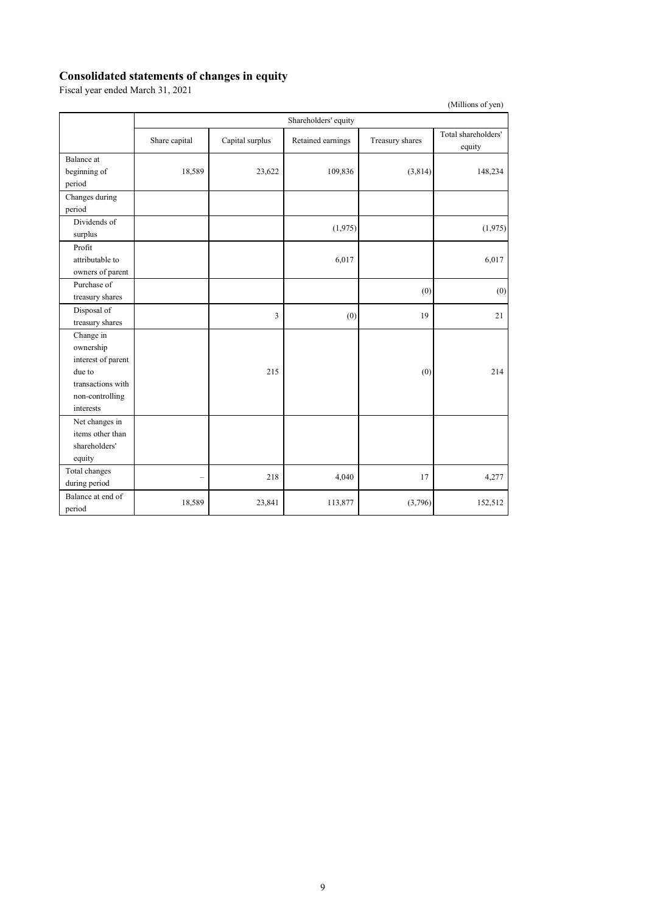## Consolidated statements of changes in equity

Fiscal year ended March 31, 2021

(Millions of yen)

| | Shareholders' equity | | | | |
|---|---|---|---|---|---|
| | Share capital | Capital surplus | Retained earnings | Treasury shares | Total shareholders' equity |
| Balance at beginning of period | 18,589 | 23,622 | 109,836 | (3,814) | 148,234 |
| Changes during period | | | | | |
| Dividends of surplus | | | (1,975) | | (1,975) |
| Profit attributable to owners of parent | | | 6,017 | | 6,017 |
| Purchase of treasury shares | | | | (0) | (0) |
| Disposal of treasury shares | | 3 | (0) | 19 | 21 |
| Change in ownership interest of parent due to transactions with non-controlling interests | | 215 | | (0) | 214 |
| Net changes in items other than shareholders' equity | | | | | |
| Total changes during period | – | 218 | 4,040 | 17 | 4,277 |
| Balance at end of period | 18,589 | 23,841 | 113,877 | (3,796) | 152,512 |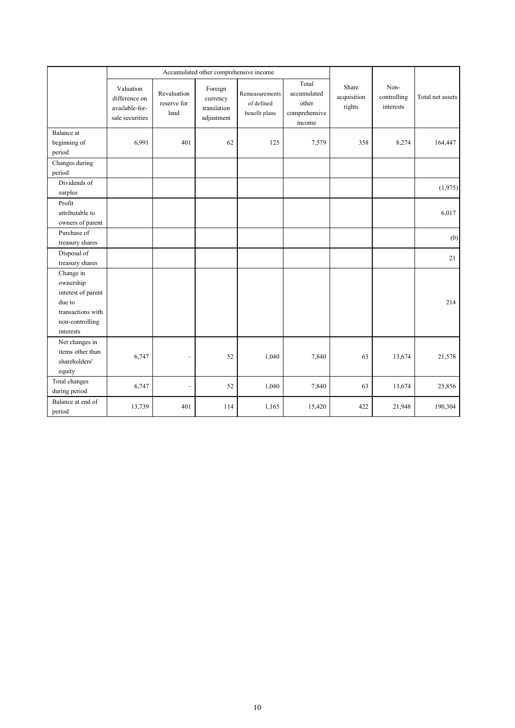| | Accumulated other comprehensive income | | | | | | | |
|---|---|---|---|---|---|---|---|---|
| | Valuation difference on available-for-sale securities | Revaluation reserve for land | Foreign currency translation adjustment | Remeasurements of defined benefit plans | Total accumulated other comprehensive income | Share acquisition rights | Non-controlling interests | Total net assets |
| Balance at beginning of period | 6,991 | 401 | 62 | 125 | 7,579 | 358 | 8,274 | 164,447 |
| Changes during period | | | | | | | | |
| Dividends of surplus | | | | | | | | (1,975) |
| Profit attributable to owners of parent | | | | | | | | 6,017 |
| Purchase of treasury shares | | | | | | | | (0) |
| Disposal of treasury shares | | | | | | | | 21 |
| Change in ownership interest of parent due to transactions with non-controlling interests | | | | | | | | 214 |
| Net changes in items other than shareholders' equity | 6,747 | – | 52 | 1,040 | 7,840 | 63 | 13,674 | 21,578 |
| Total changes during period | 6,747 | – | 52 | 1,040 | 7,840 | 63 | 13,674 | 25,856 |
| Balance at end of period | 13,739 | 401 | 114 | 1,165 | 15,420 | 422 | 21,948 | 190,304 |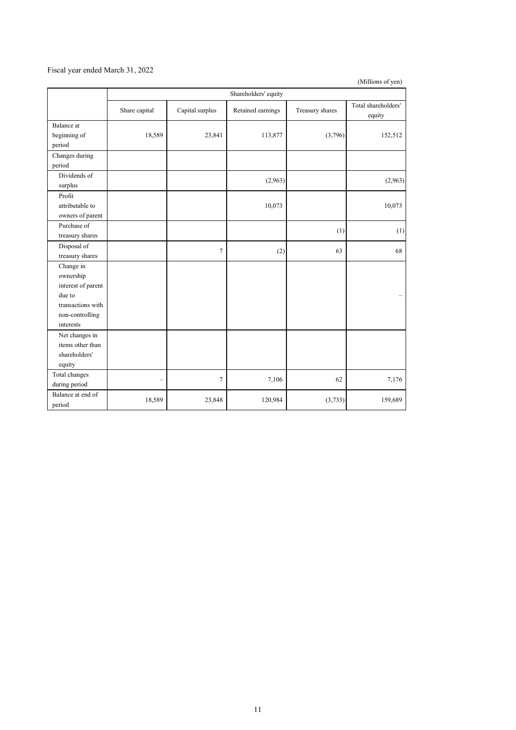Fiscal year ended March 31, 2022

(Millions of yen)

| | Shareholders' equity | | | | |
|---|---|---|---|---|---|
| | Share capital | Capital surplus | Retained earnings | Treasury shares | Total shareholders' equity |
| Balance at beginning of period | 18,589 | 23,841 | 113,877 | (3,796) | 152,512 |
| Changes during period | | | | | |
| Dividends of surplus | | | (2,963) | | (2,963) |
| Profit attributable to owners of parent | | | 10,073 | | 10,073 |
| Purchase of treasury shares | | | | (1) | (1) |
| Disposal of treasury shares | | 7 | (2) | 63 | 68 |
| Change in ownership interest of parent due to transactions with non-controlling interests | | | | | – |
| Net changes in items other than shareholders' equity | | | | | |
| Total changes during period | – | 7 | 7,106 | 62 | 7,176 |
| Balance at end of period | 18,589 | 23,848 | 120,984 | (3,733) | 159,689 |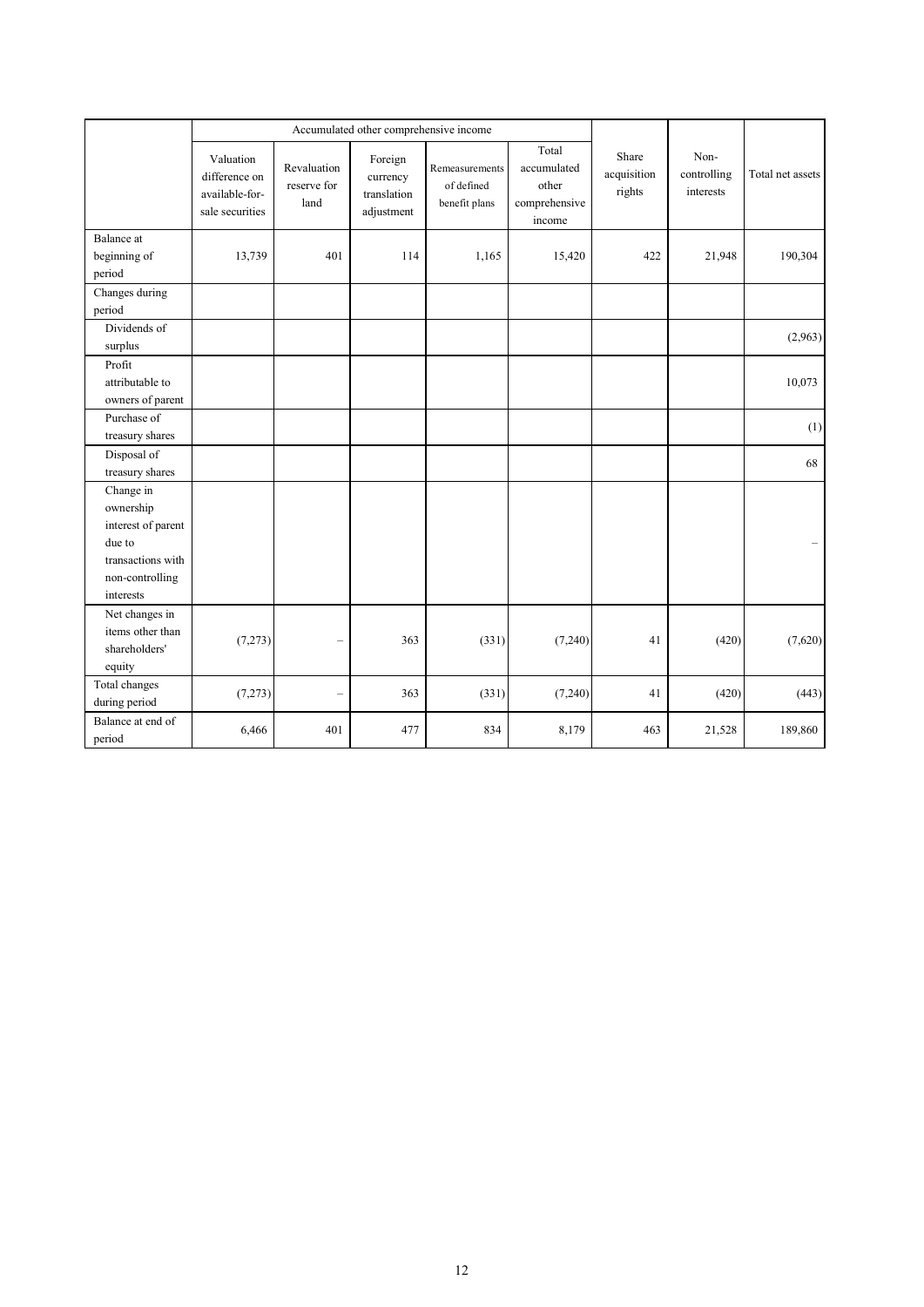| | Accumulated other comprehensive income | | | | | | | |
|---|---|---|---|---|---|---|---|---|
| | Valuation difference on available-for-sale securities | Revaluation reserve for land | Foreign currency translation adjustment | Remeasurements of defined benefit plans | Total accumulated other comprehensive income | Share acquisition rights | Non-controlling interests | Total net assets |
| Balance at beginning of period | 13,739 | 401 | 114 | 1,165 | 15,420 | 422 | 21,948 | 190,304 |
| Changes during period | | | | | | | | |
| Dividends of surplus | | | | | | | | (2,963) |
| Profit attributable to owners of parent | | | | | | | | 10,073 |
| Purchase of treasury shares | | | | | | | | (1) |
| Disposal of treasury shares | | | | | | | | 68 |
| Change in ownership interest of parent due to transactions with non-controlling interests | | | | | | | | – |
| Net changes in items other than shareholders' equity | (7,273) | – | 363 | (331) | (7,240) | 41 | (420) | (7,620) |
| Total changes during period | (7,273) | – | 363 | (331) | (7,240) | 41 | (420) | (443) |
| Balance at end of period | 6,466 | 401 | 477 | 834 | 8,179 | 463 | 21,528 | 189,860 |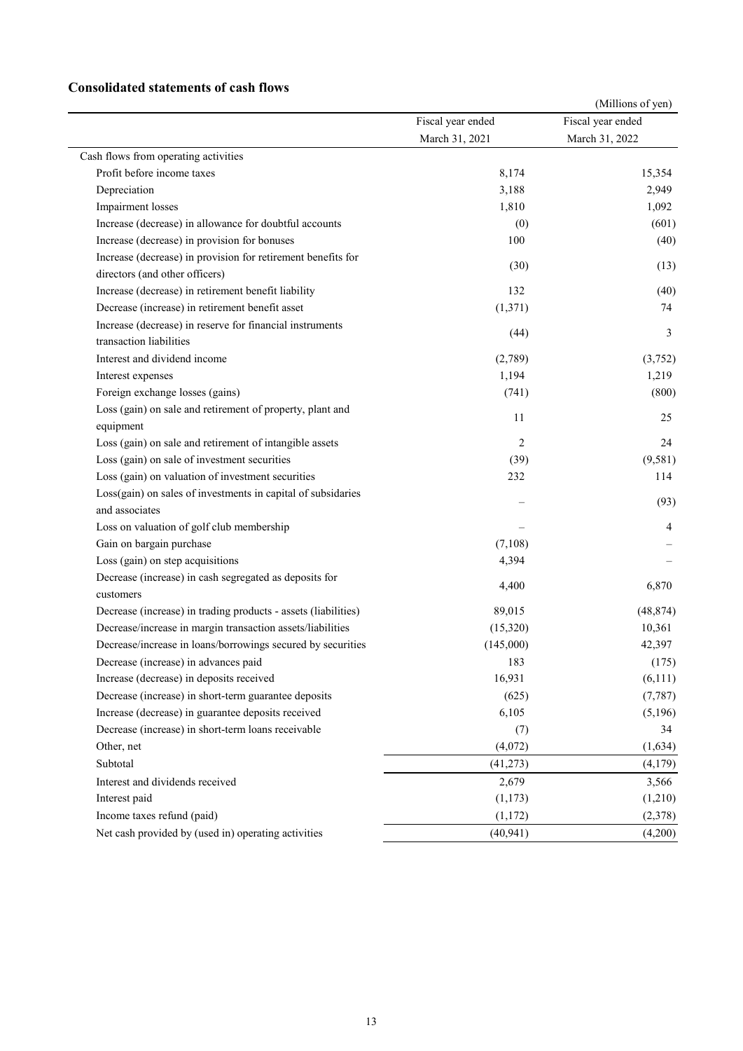## Consolidated statements of cash flows

(Millions of yen)

| | Fiscal year ended March 31, 2021 | Fiscal year ended March 31, 2022 |
|---|---|---|
| Cash flows from operating activities | | |
| Profit before income taxes | 8,174 | 15,354 |
| Depreciation | 3,188 | 2,949 |
| Impairment losses | 1,810 | 1,092 |
| Increase (decrease) in allowance for doubtful accounts | (0) | (601) |
| Increase (decrease) in provision for bonuses | 100 | (40) |
| Increase (decrease) in provision for retirement benefits for directors (and other officers) | (30) | (13) |
| Increase (decrease) in retirement benefit liability | 132 | (40) |
| Decrease (increase) in retirement benefit asset | (1,371) | 74 |
| Increase (decrease) in reserve for financial instruments transaction liabilities | (44) | 3 |
| Interest and dividend income | (2,789) | (3,752) |
| Interest expenses | 1,194 | 1,219 |
| Foreign exchange losses (gains) | (741) | (800) |
| Loss (gain) on sale and retirement of property, plant and equipment | 11 | 25 |
| Loss (gain) on sale and retirement of intangible assets | 2 | 24 |
| Loss (gain) on sale of investment securities | (39) | (9,581) |
| Loss (gain) on valuation of investment securities | 232 | 114 |
| Loss(gain) on sales of investments in capital of subsidaries and associates | – | (93) |
| Loss on valuation of golf club membership | – | 4 |
| Gain on bargain purchase | (7,108) | – |
| Loss (gain) on step acquisitions | 4,394 | – |
| Decrease (increase) in cash segregated as deposits for customers | 4,400 | 6,870 |
| Decrease (increase) in trading products - assets (liabilities) | 89,015 | (48,874) |
| Decrease/increase in margin transaction assets/liabilities | (15,320) | 10,361 |
| Decrease/increase in loans/borrowings secured by securities | (145,000) | 42,397 |
| Decrease (increase) in advances paid | 183 | (175) |
| Increase (decrease) in deposits received | 16,931 | (6,111) |
| Decrease (increase) in short-term guarantee deposits | (625) | (7,787) |
| Increase (decrease) in guarantee deposits received | 6,105 | (5,196) |
| Decrease (increase) in short-term loans receivable | (7) | 34 |
| Other, net | (4,072) | (1,634) |
| Subtotal | (41,273) | (4,179) |
| Interest and dividends received | 2,679 | 3,566 |
| Interest paid | (1,173) | (1,210) |
| Income taxes refund (paid) | (1,172) | (2,378) |
| Net cash provided by (used in) operating activities | (40,941) | (4,200) |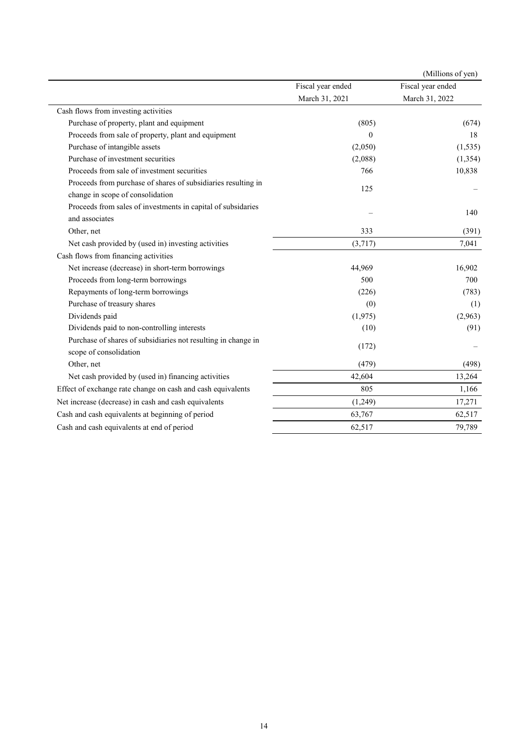(Millions of yen)

| | Fiscal year ended March 31, 2021 | Fiscal year ended March 31, 2022 |
|---|---|---|
| Cash flows from investing activities | | |
| Purchase of property, plant and equipment | (805) | (674) |
| Proceeds from sale of property, plant and equipment | 0 | 18 |
| Purchase of intangible assets | (2,050) | (1,535) |
| Purchase of investment securities | (2,088) | (1,354) |
| Proceeds from sale of investment securities | 766 | 10,838 |
| Proceeds from purchase of shares of subsidiaries resulting in change in scope of consolidation | 125 | – |
| Proceeds from sales of investments in capital of subsidaries and associates | – | 140 |
| Other, net | 333 | (391) |
| Net cash provided by (used in) investing activities | (3,717) | 7,041 |
| Cash flows from financing activities | | |
| Net increase (decrease) in short-term borrowings | 44,969 | 16,902 |
| Proceeds from long-term borrowings | 500 | 700 |
| Repayments of long-term borrowings | (226) | (783) |
| Purchase of treasury shares | (0) | (1) |
| Dividends paid | (1,975) | (2,963) |
| Dividends paid to non-controlling interests | (10) | (91) |
| Purchase of shares of subsidiaries not resulting in change in scope of consolidation | (172) | – |
| Other, net | (479) | (498) |
| Net cash provided by (used in) financing activities | 42,604 | 13,264 |
| Effect of exchange rate change on cash and cash equivalents | 805 | 1,166 |
| Net increase (decrease) in cash and cash equivalents | (1,249) | 17,271 |
| Cash and cash equivalents at beginning of period | 63,767 | 62,517 |
| Cash and cash equivalents at end of period | 62,517 | 79,789 |